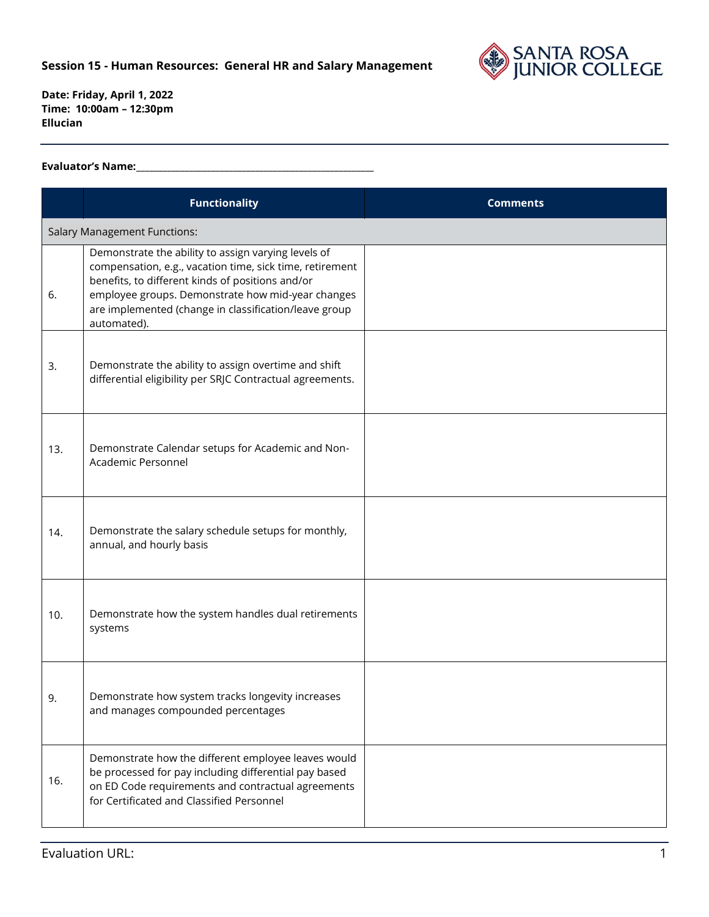## Session 15 - Human Resources: General HR and Salary Management

**Date: Friday, April 1, 2022**
**Time: 10:00am – 12:30pm**
**Ellucian**

---

**Evaluator's Name:**\_\_\_\_\_\_\_\_\_\_\_\_\_\_\_\_\_\_\_\_\_\_\_\_\_\_\_\_\_\_\_\_\_\_\_\_\_\_\_\_\_\_\_\_\_\_\_\_

| | Functionality | Comments |
|---|---|---|
| Salary Management Functions: | | |
| 6. | Demonstrate the ability to assign varying levels of compensation, e.g., vacation time, sick time, retirement benefits, to different kinds of positions and/or employee groups. Demonstrate how mid-year changes are implemented (change in classification/leave group automated). | |
| 3. | Demonstrate the ability to assign overtime and shift differential eligibility per SRJC Contractual agreements. | |
| 13. | Demonstrate Calendar setups for Academic and Non-Academic Personnel | |
| 14. | Demonstrate the salary schedule setups for monthly, annual, and hourly basis | |
| 10. | Demonstrate how the system handles dual retirements systems | |
| 9. | Demonstrate how system tracks longevity increases and manages compounded percentages | |
| 16. | Demonstrate how the different employee leaves would be processed for pay including differential pay based on ED Code requirements and contractual agreements for Certificated and Classified Personnel | |

Evaluation URL: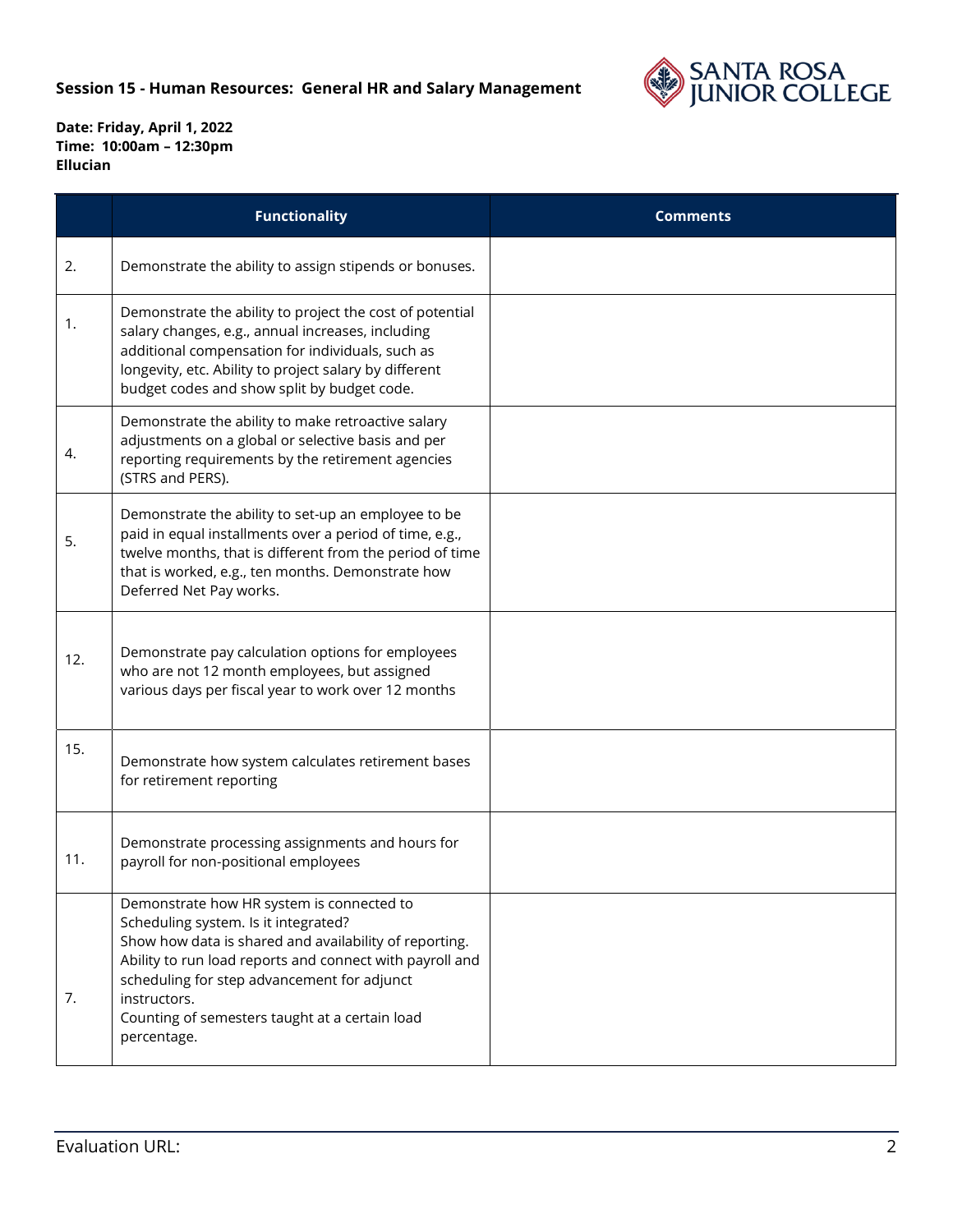**Session 15 - Human Resources: General HR and Salary Management**

**Date: Friday, April 1, 2022**
**Time: 10:00am – 12:30pm**
**Ellucian**

| | Functionality | Comments |
|---|---|---|
| 2. | Demonstrate the ability to assign stipends or bonuses. | |
| 1. | Demonstrate the ability to project the cost of potential salary changes, e.g., annual increases, including additional compensation for individuals, such as longevity, etc. Ability to project salary by different budget codes and show split by budget code. | |
| 4. | Demonstrate the ability to make retroactive salary adjustments on a global or selective basis and per reporting requirements by the retirement agencies (STRS and PERS). | |
| 5. | Demonstrate the ability to set-up an employee to be paid in equal installments over a period of time, e.g., twelve months, that is different from the period of time that is worked, e.g., ten months. Demonstrate how Deferred Net Pay works. | |
| 12. | Demonstrate pay calculation options for employees who are not 12 month employees, but assigned various days per fiscal year to work over 12 months | |
| 15. | Demonstrate how system calculates retirement bases for retirement reporting | |
| 11. | Demonstrate processing assignments and hours for payroll for non-positional employees | |
| 7. | Demonstrate how HR system is connected to Scheduling system. Is it integrated?<br>Show how data is shared and availability of reporting. Ability to run load reports and connect with payroll and scheduling for step advancement for adjunct instructors.<br>Counting of semesters taught at a certain load percentage. | |

Evaluation URL: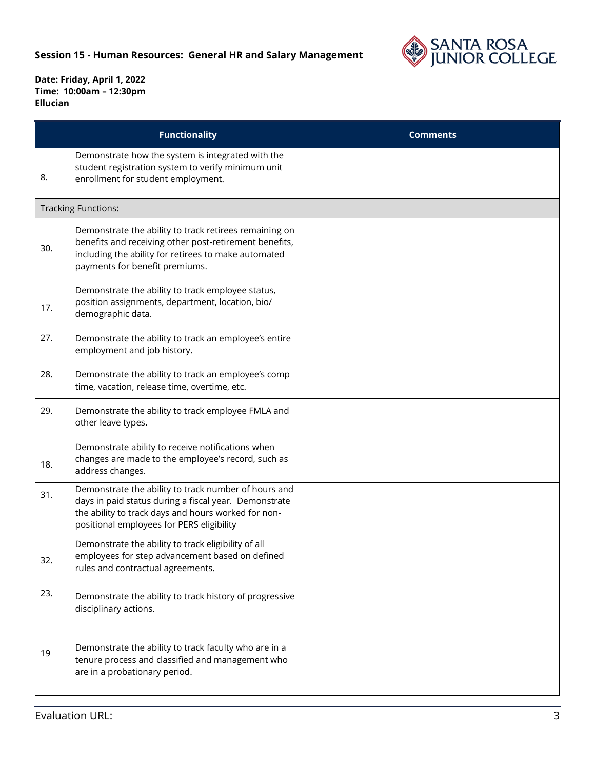**Session 15 - Human Resources: General HR and Salary Management**

**Date: Friday, April 1, 2022**
**Time: 10:00am – 12:30pm**
**Ellucian**

| | Functionality | Comments |
|---|---|---|
| 8. | Demonstrate how the system is integrated with the student registration system to verify minimum unit enrollment for student employment. | |
| Tracking Functions: | | |
| 30. | Demonstrate the ability to track retirees remaining on benefits and receiving other post-retirement benefits, including the ability for retirees to make automated payments for benefit premiums. | |
| 17. | Demonstrate the ability to track employee status, position assignments, department, location, bio/ demographic data. | |
| 27. | Demonstrate the ability to track an employee's entire employment and job history. | |
| 28. | Demonstrate the ability to track an employee's comp time, vacation, release time, overtime, etc. | |
| 29. | Demonstrate the ability to track employee FMLA and other leave types. | |
| 18. | Demonstrate ability to receive notifications when changes are made to the employee's record, such as address changes. | |
| 31. | Demonstrate the ability to track number of hours and days in paid status during a fiscal year. Demonstrate the ability to track days and hours worked for non-positional employees for PERS eligibility | |
| 32. | Demonstrate the ability to track eligibility of all employees for step advancement based on defined rules and contractual agreements. | |
| 23. | Demonstrate the ability to track history of progressive disciplinary actions. | |
| 19 | Demonstrate the ability to track faculty who are in a tenure process and classified and management who are in a probationary period. | |

Evaluation URL: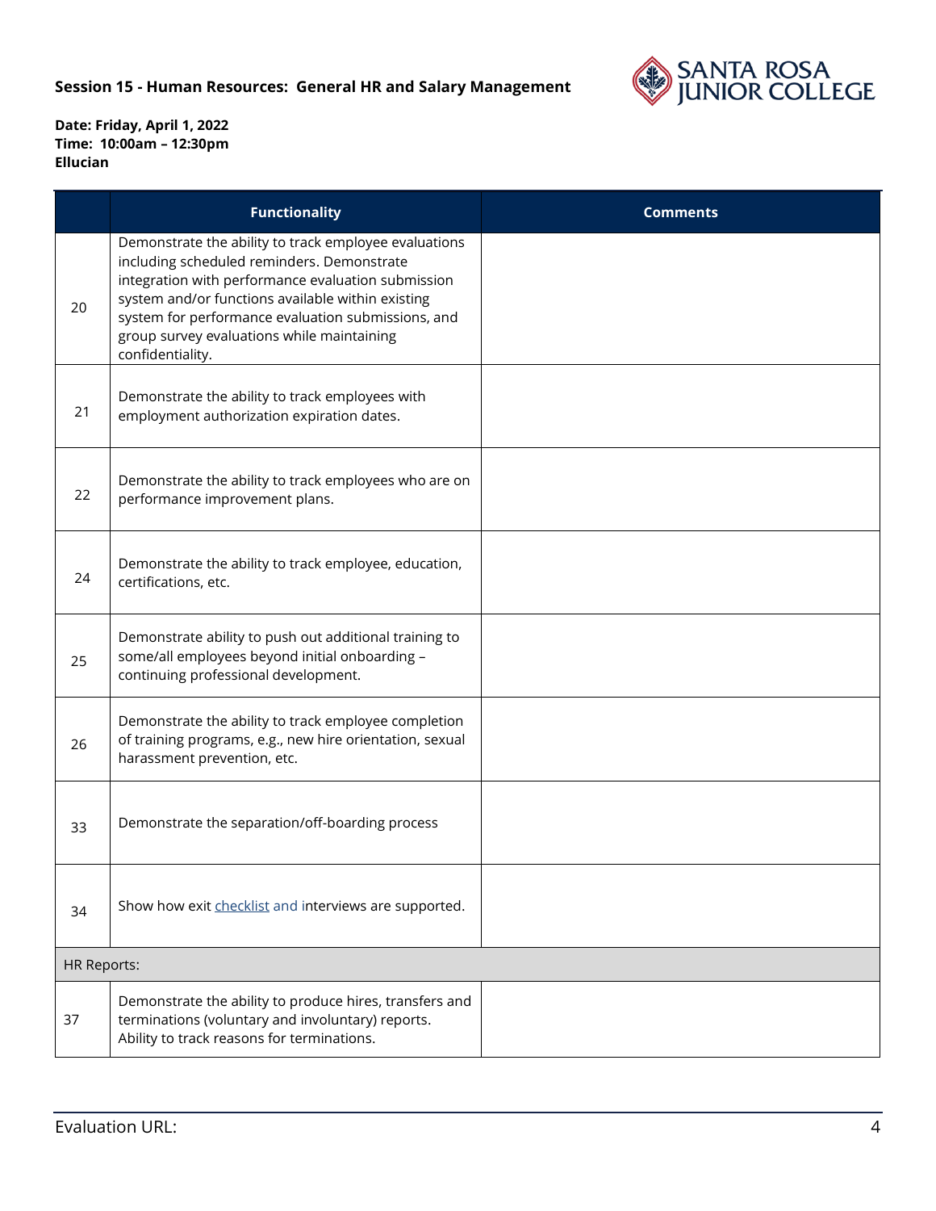**Session 15 - Human Resources: General HR and Salary Management**

**Date: Friday, April 1, 2022**
**Time: 10:00am – 12:30pm**
**Ellucian**

| | Functionality | Comments |
|---|---|---|
| 20 | Demonstrate the ability to track employee evaluations including scheduled reminders. Demonstrate integration with performance evaluation submission system and/or functions available within existing system for performance evaluation submissions, and group survey evaluations while maintaining confidentiality. | |
| 21 | Demonstrate the ability to track employees with employment authorization expiration dates. | |
| 22 | Demonstrate the ability to track employees who are on performance improvement plans. | |
| 24 | Demonstrate the ability to track employee, education, certifications, etc. | |
| 25 | Demonstrate ability to push out additional training to some/all employees beyond initial onboarding – continuing professional development. | |
| 26 | Demonstrate the ability to track employee completion of training programs, e.g., new hire orientation, sexual harassment prevention, etc. | |
| 33 | Demonstrate the separation/off-boarding process | |
| 34 | Show how exit checklist and interviews are supported. | |
| HR Reports: | | |
| 37 | Demonstrate the ability to produce hires, transfers and terminations (voluntary and involuntary) reports. Ability to track reasons for terminations. | |

Evaluation URL: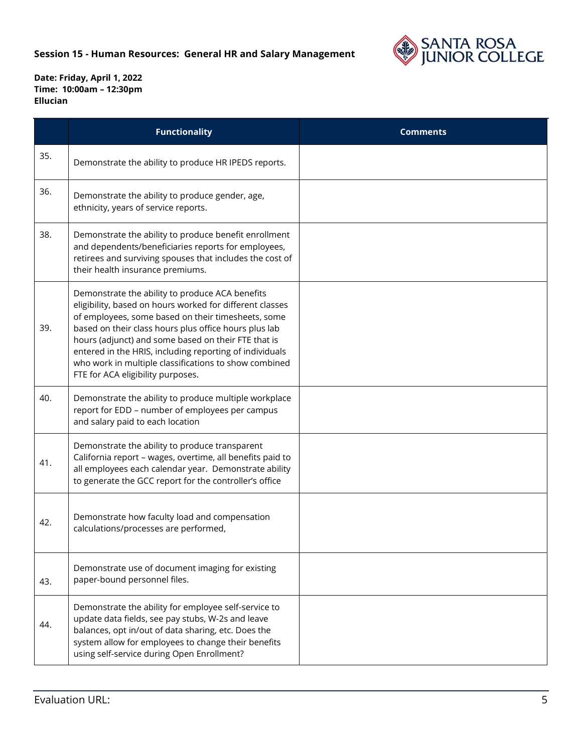**Session 15 - Human Resources: General HR and Salary Management**

**Date: Friday, April 1, 2022**
**Time: 10:00am – 12:30pm**
**Ellucian**

| | Functionality | Comments |
|---|---|---|
| 35. | Demonstrate the ability to produce HR IPEDS reports. | |
| 36. | Demonstrate the ability to produce gender, age, ethnicity, years of service reports. | |
| 38. | Demonstrate the ability to produce benefit enrollment and dependents/beneficiaries reports for employees, retirees and surviving spouses that includes the cost of their health insurance premiums. | |
| 39. | Demonstrate the ability to produce ACA benefits eligibility, based on hours worked for different classes of employees, some based on their timesheets, some based on their class hours plus office hours plus lab hours (adjunct) and some based on their FTE that is entered in the HRIS, including reporting of individuals who work in multiple classifications to show combined FTE for ACA eligibility purposes. | |
| 40. | Demonstrate the ability to produce multiple workplace report for EDD – number of employees per campus and salary paid to each location | |
| 41. | Demonstrate the ability to produce transparent California report – wages, overtime, all benefits paid to all employees each calendar year. Demonstrate ability to generate the GCC report for the controller's office | |
| 42. | Demonstrate how faculty load and compensation calculations/processes are performed, | |
| 43. | Demonstrate use of document imaging for existing paper-bound personnel files. | |
| 44. | Demonstrate the ability for employee self-service to update data fields, see pay stubs, W-2s and leave balances, opt in/out of data sharing, etc. Does the system allow for employees to change their benefits using self-service during Open Enrollment? | |

Evaluation URL: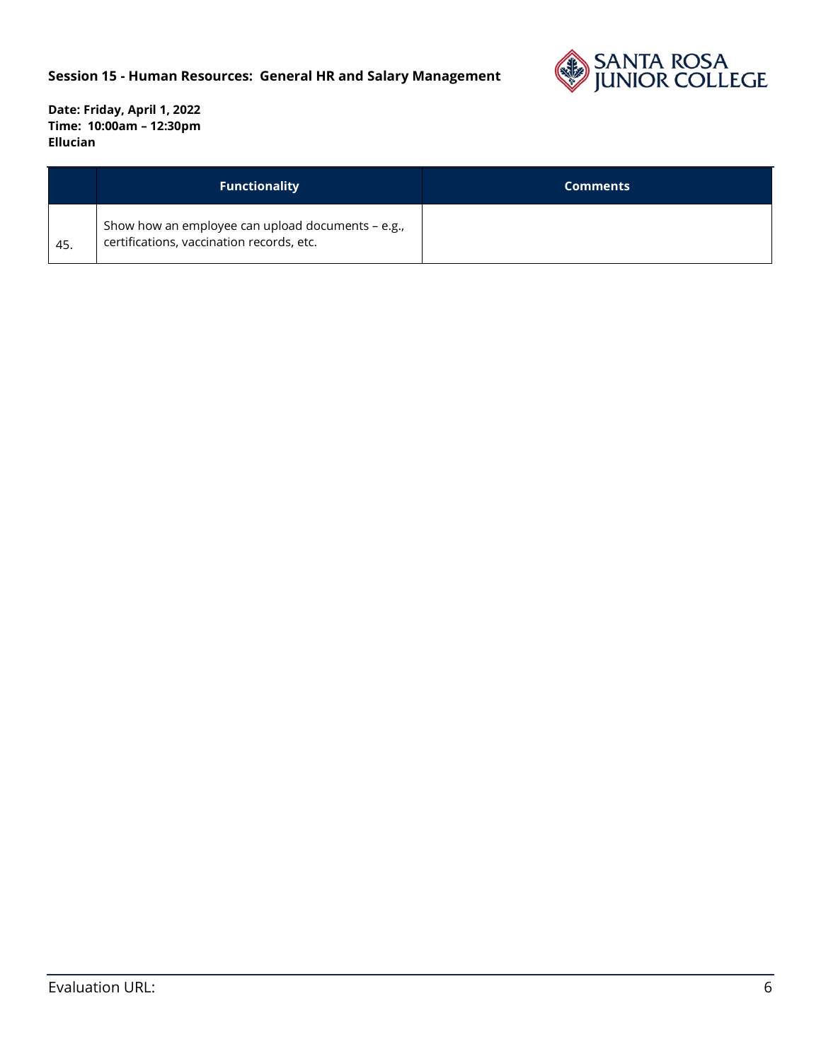**Session 15 - Human Resources: General HR and Salary Management**

**Date: Friday, April 1, 2022**
**Time: 10:00am – 12:30pm**
**Ellucian**

| | Functionality | Comments |
|---|---|---|
| 45. | Show how an employee can upload documents – e.g., certifications, vaccination records, etc. | |

Evaluation URL: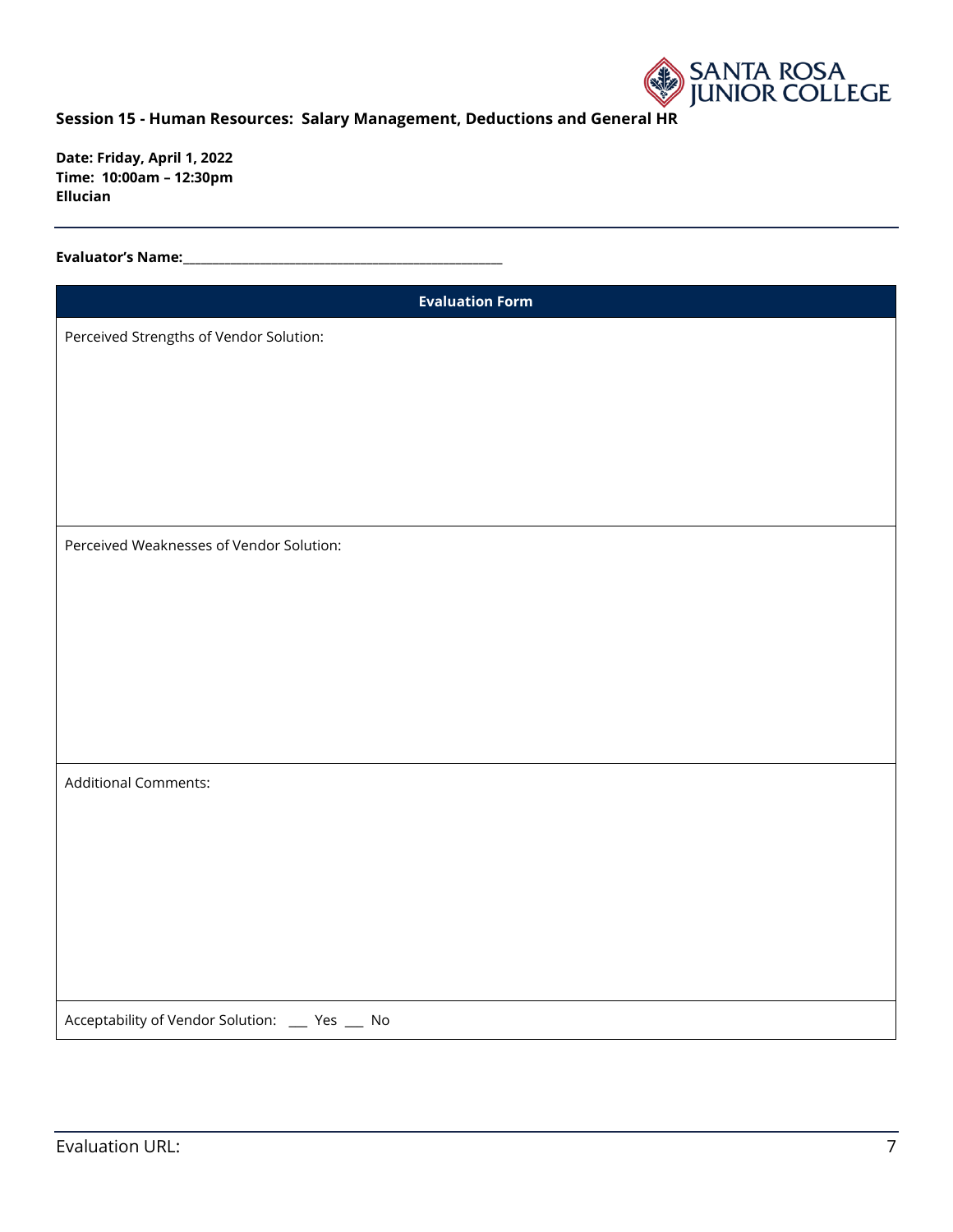**Session 15 - Human Resources: Salary Management, Deductions and General HR**

**Date: Friday, April 1, 2022**
**Time: 10:00am – 12:30pm**
**Ellucian**

---

**Evaluator's Name:**\_\_\_\_\_\_\_\_\_\_\_\_\_\_\_\_\_\_\_\_\_\_\_\_\_\_\_\_\_\_\_\_\_\_\_\_\_\_\_\_\_\_\_\_

| **Evaluation Form** |
|---|
| Perceived Strengths of Vendor Solution: |
| Perceived Weaknesses of Vendor Solution: |
| Additional Comments: |
| Acceptability of Vendor Solution: \_\_\_ Yes \_\_\_ No |

Evaluation URL: